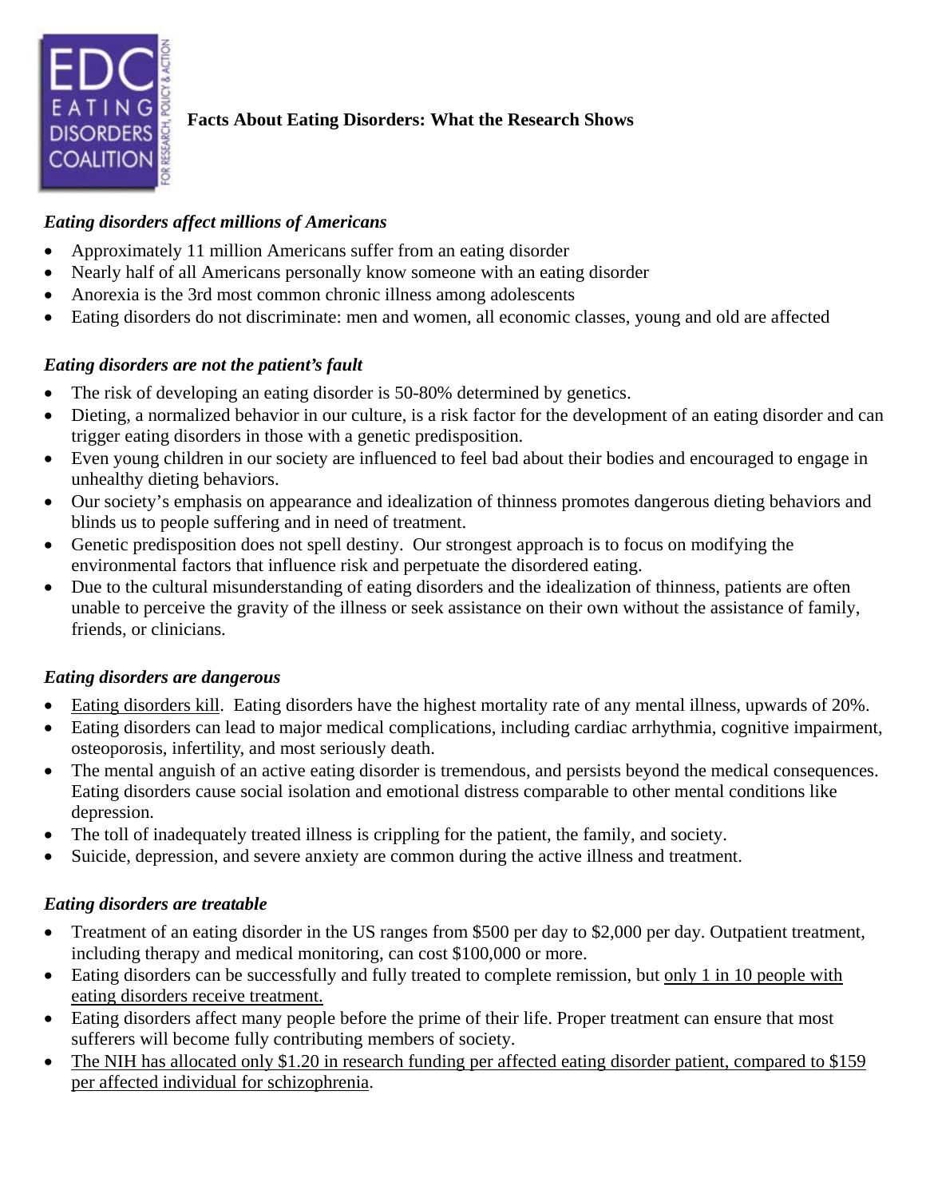# Facts About Eating Disorders: What the Research Shows

### *Eating disorders affect millions of Americans*

- Approximately 11 million Americans suffer from an eating disorder
- Nearly half of all Americans personally know someone with an eating disorder
- Anorexia is the 3rd most common chronic illness among adolescents
- Eating disorders do not discriminate: men and women, all economic classes, young and old are affected

### *Eating disorders are not the patient's fault*

- The risk of developing an eating disorder is 50-80% determined by genetics.
- Dieting, a normalized behavior in our culture, is a risk factor for the development of an eating disorder and can trigger eating disorders in those with a genetic predisposition.
- Even young children in our society are influenced to feel bad about their bodies and encouraged to engage in unhealthy dieting behaviors.
- Our society's emphasis on appearance and idealization of thinness promotes dangerous dieting behaviors and blinds us to people suffering and in need of treatment.
- Genetic predisposition does not spell destiny. Our strongest approach is to focus on modifying the environmental factors that influence risk and perpetuate the disordered eating.
- Due to the cultural misunderstanding of eating disorders and the idealization of thinness, patients are often unable to perceive the gravity of the illness or seek assistance on their own without the assistance of family, friends, or clinicians.

### *Eating disorders are dangerous*

- Eating disorders kill. Eating disorders have the highest mortality rate of any mental illness, upwards of 20%.
- Eating disorders can lead to major medical complications, including cardiac arrhythmia, cognitive impairment, osteoporosis, infertility, and most seriously death.
- The mental anguish of an active eating disorder is tremendous, and persists beyond the medical consequences. Eating disorders cause social isolation and emotional distress comparable to other mental conditions like depression.
- The toll of inadequately treated illness is crippling for the patient, the family, and society.
- Suicide, depression, and severe anxiety are common during the active illness and treatment.

### *Eating disorders are treatable*

- Treatment of an eating disorder in the US ranges from $500 per day to $2,000 per day. Outpatient treatment, including therapy and medical monitoring, can cost $100,000 or more.
- Eating disorders can be successfully and fully treated to complete remission, but only 1 in 10 people with eating disorders receive treatment.
- Eating disorders affect many people before the prime of their life. Proper treatment can ensure that most sufferers will become fully contributing members of society.
- The NIH has allocated only $1.20 in research funding per affected eating disorder patient, compared to $159 per affected individual for schizophrenia.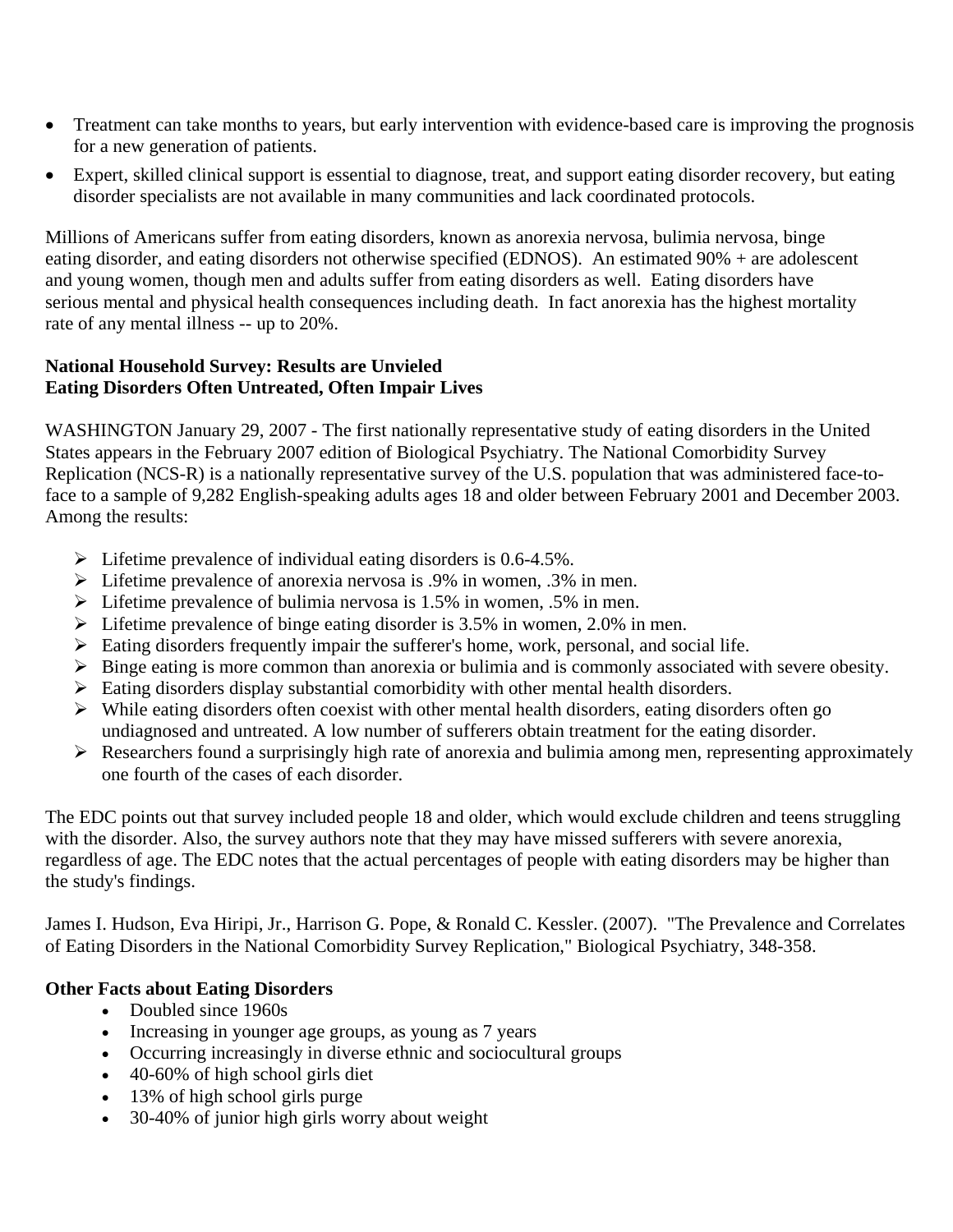- Treatment can take months to years, but early intervention with evidence-based care is improving the prognosis for a new generation of patients.
- Expert, skilled clinical support is essential to diagnose, treat, and support eating disorder recovery, but eating disorder specialists are not available in many communities and lack coordinated protocols.

Millions of Americans suffer from eating disorders, known as anorexia nervosa, bulimia nervosa, binge eating disorder, and eating disorders not otherwise specified (EDNOS). An estimated 90% + are adolescent and young women, though men and adults suffer from eating disorders as well. Eating disorders have serious mental and physical health consequences including death. In fact anorexia has the highest mortality rate of any mental illness -- up to 20%.

**National Household Survey: Results are Unvieled**
**Eating Disorders Often Untreated, Often Impair Lives**

WASHINGTON January 29, 2007 - The first nationally representative study of eating disorders in the United States appears in the February 2007 edition of Biological Psychiatry. The National Comorbidity Survey Replication (NCS-R) is a nationally representative survey of the U.S. population that was administered face-to-face to a sample of 9,282 English-speaking adults ages 18 and older between February 2001 and December 2003. Among the results:

- Lifetime prevalence of individual eating disorders is 0.6-4.5%.
- Lifetime prevalence of anorexia nervosa is .9% in women, .3% in men.
- Lifetime prevalence of bulimia nervosa is 1.5% in women, .5% in men.
- Lifetime prevalence of binge eating disorder is 3.5% in women, 2.0% in men.
- Eating disorders frequently impair the sufferer's home, work, personal, and social life.
- Binge eating is more common than anorexia or bulimia and is commonly associated with severe obesity.
- Eating disorders display substantial comorbidity with other mental health disorders.
- While eating disorders often coexist with other mental health disorders, eating disorders often go undiagnosed and untreated. A low number of sufferers obtain treatment for the eating disorder.
- Researchers found a surprisingly high rate of anorexia and bulimia among men, representing approximately one fourth of the cases of each disorder.

The EDC points out that survey included people 18 and older, which would exclude children and teens struggling with the disorder. Also, the survey authors note that they may have missed sufferers with severe anorexia, regardless of age. The EDC notes that the actual percentages of people with eating disorders may be higher than the study's findings.

James I. Hudson, Eva Hiripi, Jr., Harrison G. Pope, & Ronald C. Kessler. (2007). "The Prevalence and Correlates of Eating Disorders in the National Comorbidity Survey Replication," Biological Psychiatry, 348-358.

**Other Facts about Eating Disorders**

- Doubled since 1960s
- Increasing in younger age groups, as young as 7 years
- Occurring increasingly in diverse ethnic and sociocultural groups
- 40-60% of high school girls diet
- 13% of high school girls purge
- 30-40% of junior high girls worry about weight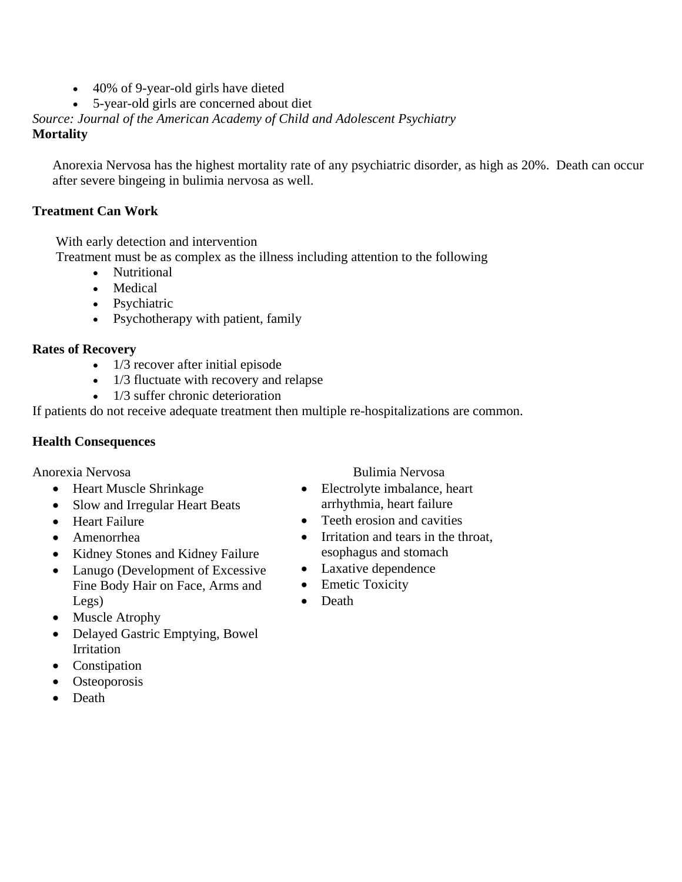- 40% of 9-year-old girls have dieted
- 5-year-old girls are concerned about diet

*Source: Journal of the American Academy of Child and Adolescent Psychiatry*

**Mortality**

Anorexia Nervosa has the highest mortality rate of any psychiatric disorder, as high as 20%. Death can occur after severe bingeing in bulimia nervosa as well.

**Treatment Can Work**

With early detection and intervention

Treatment must be as complex as the illness including attention to the following

- Nutritional
- Medical
- Psychiatric
- Psychotherapy with patient, family

**Rates of Recovery**

- 1/3 recover after initial episode
- 1/3 fluctuate with recovery and relapse
- 1/3 suffer chronic deterioration

If patients do not receive adequate treatment then multiple re-hospitalizations are common.

**Health Consequences**

Anorexia Nervosa

- Heart Muscle Shrinkage
- Slow and Irregular Heart Beats
- Heart Failure
- Amenorrhea
- Kidney Stones and Kidney Failure
- Lanugo (Development of Excessive Fine Body Hair on Face, Arms and Legs)
- Muscle Atrophy
- Delayed Gastric Emptying, Bowel Irritation
- Constipation
- Osteoporosis
- Death

Bulimia Nervosa

- Electrolyte imbalance, heart arrhythmia, heart failure
- Teeth erosion and cavities
- Irritation and tears in the throat, esophagus and stomach
- Laxative dependence
- Emetic Toxicity
- Death